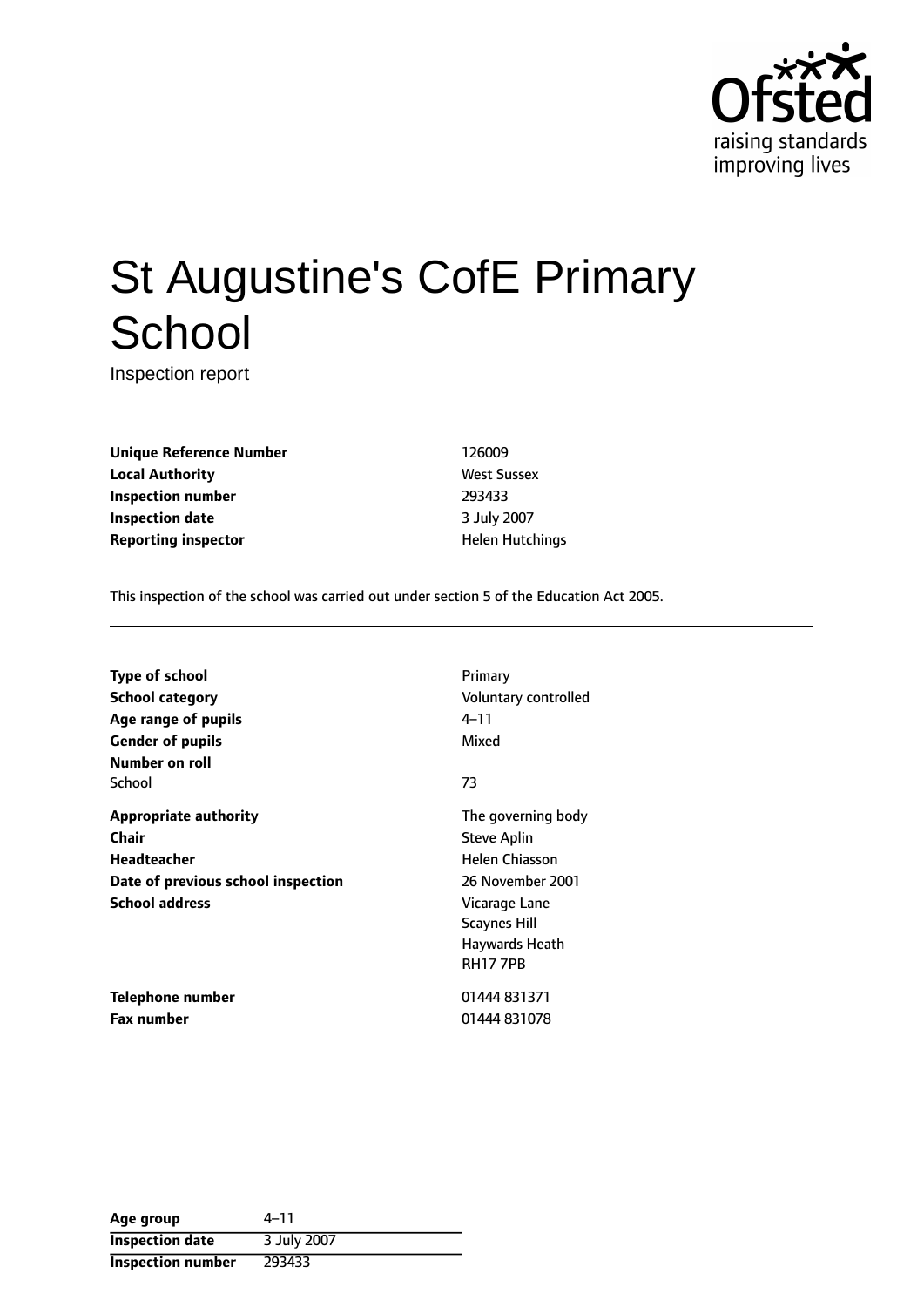Ofsted
raising standards
improving lives

# St Augustine's CofE Primary School

Inspection report

| | |
|---|---|
| **Unique Reference Number** | 126009 |
| **Local Authority** | West Sussex |
| **Inspection number** | 293433 |
| **Inspection date** | 3 July 2007 |
| **Reporting inspector** | Helen Hutchings |

This inspection of the school was carried out under section 5 of the Education Act 2005.

| | |
|---|---|
| **Type of school** | Primary |
| **School category** | Voluntary controlled |
| **Age range of pupils** | 4–11 |
| **Gender of pupils** | Mixed |
| **Number on roll** | |
| School | 73 |
| **Appropriate authority** | The governing body |
| **Chair** | Steve Aplin |
| **Headteacher** | Helen Chiasson |
| **Date of previous school inspection** | 26 November 2001 |
| **School address** | Vicarage Lane<br>Scaynes Hill<br>Haywards Heath<br>RH17 7PB |
| **Telephone number** | 01444 831371 |
| **Fax number** | 01444 831078 |

| | |
|---|---|
| **Age group** | 4–11 |
| **Inspection date** | 3 July 2007 |
| **Inspection number** | 293433 |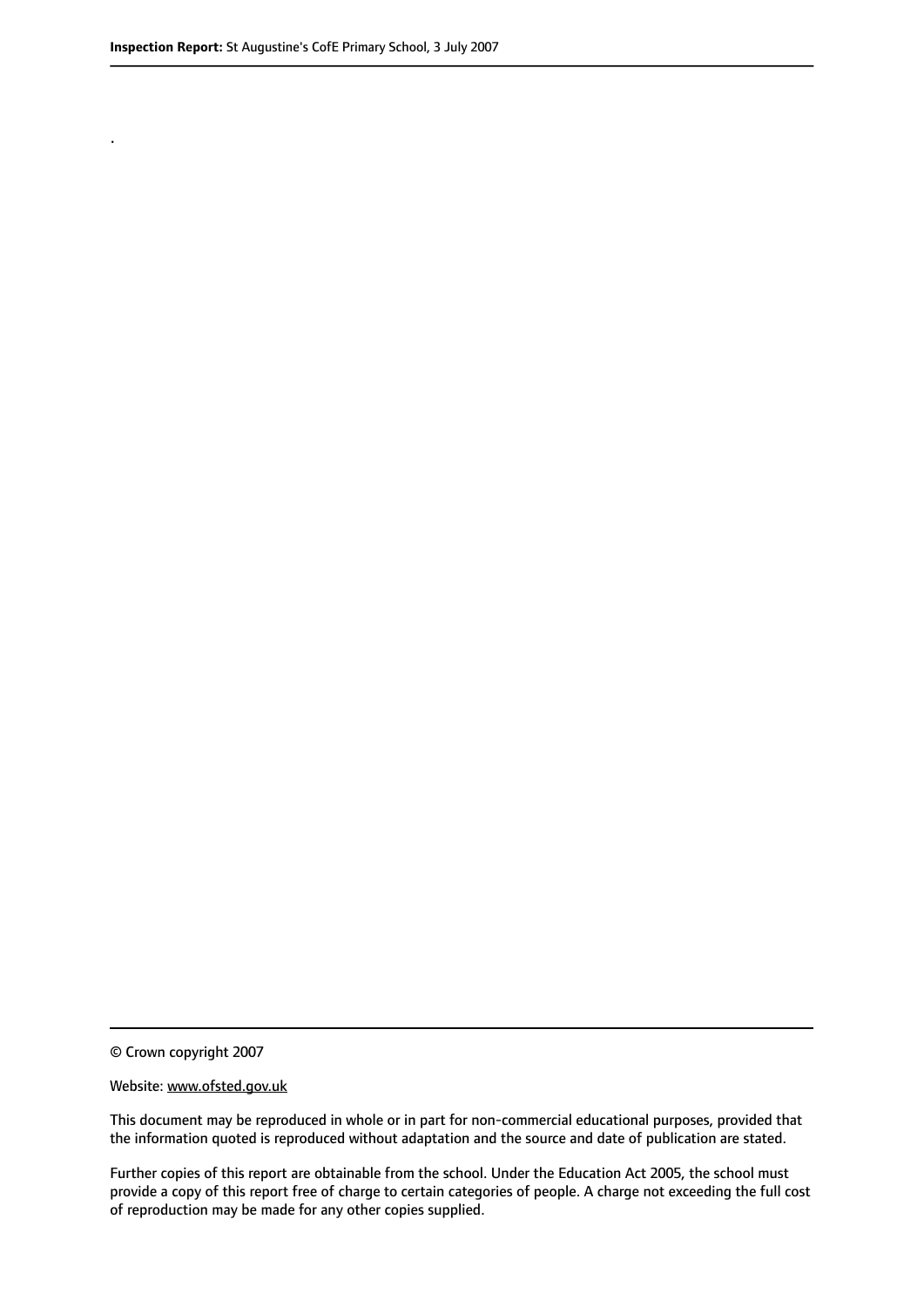.

© Crown copyright 2007

Website: www.ofsted.gov.uk

This document may be reproduced in whole or in part for non-commercial educational purposes, provided that the information quoted is reproduced without adaptation and the source and date of publication are stated.

Further copies of this report are obtainable from the school. Under the Education Act 2005, the school must provide a copy of this report free of charge to certain categories of people. A charge not exceeding the full cost of reproduction may be made for any other copies supplied.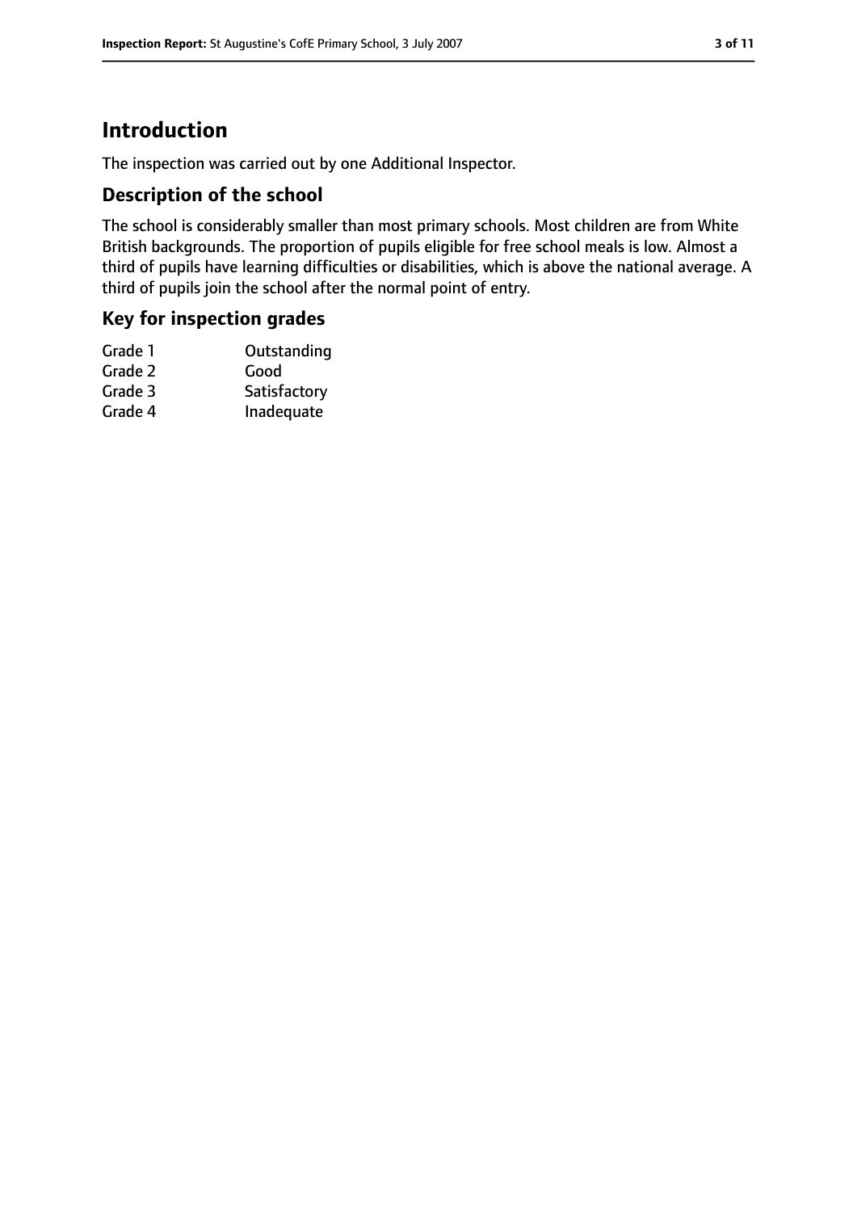# Introduction

The inspection was carried out by one Additional Inspector.

## Description of the school

The school is considerably smaller than most primary schools. Most children are from White British backgrounds. The proportion of pupils eligible for free school meals is low. Almost a third of pupils have learning difficulties or disabilities, which is above the national average. A third of pupils join the school after the normal point of entry.

## Key for inspection grades

| | |
|---|---|
| Grade 1 | Outstanding |
| Grade 2 | Good |
| Grade 3 | Satisfactory |
| Grade 4 | Inadequate |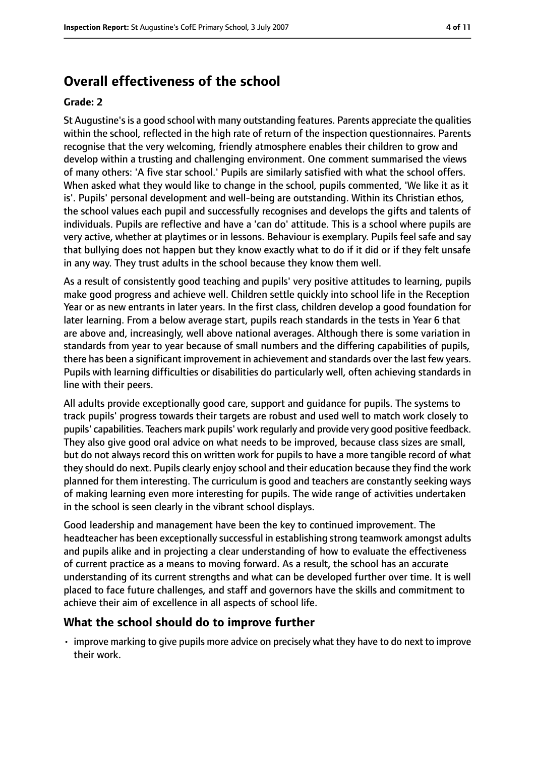## Overall effectiveness of the school

### Grade: 2

St Augustine's is a good school with many outstanding features. Parents appreciate the qualities within the school, reflected in the high rate of return of the inspection questionnaires. Parents recognise that the very welcoming, friendly atmosphere enables their children to grow and develop within a trusting and challenging environment. One comment summarised the views of many others: 'A five star school.' Pupils are similarly satisfied with what the school offers. When asked what they would like to change in the school, pupils commented, 'We like it as it is'. Pupils' personal development and well-being are outstanding. Within its Christian ethos, the school values each pupil and successfully recognises and develops the gifts and talents of individuals. Pupils are reflective and have a 'can do' attitude. This is a school where pupils are very active, whether at playtimes or in lessons. Behaviour is exemplary. Pupils feel safe and say that bullying does not happen but they know exactly what to do if it did or if they felt unsafe in any way. They trust adults in the school because they know them well.

As a result of consistently good teaching and pupils' very positive attitudes to learning, pupils make good progress and achieve well. Children settle quickly into school life in the Reception Year or as new entrants in later years. In the first class, children develop a good foundation for later learning. From a below average start, pupils reach standards in the tests in Year 6 that are above and, increasingly, well above national averages. Although there is some variation in standards from year to year because of small numbers and the differing capabilities of pupils, there has been a significant improvement in achievement and standards over the last few years. Pupils with learning difficulties or disabilities do particularly well, often achieving standards in line with their peers.

All adults provide exceptionally good care, support and guidance for pupils. The systems to track pupils' progress towards their targets are robust and used well to match work closely to pupils' capabilities. Teachers mark pupils' work regularly and provide very good positive feedback. They also give good oral advice on what needs to be improved, because class sizes are small, but do not always record this on written work for pupils to have a more tangible record of what they should do next. Pupils clearly enjoy school and their education because they find the work planned for them interesting. The curriculum is good and teachers are constantly seeking ways of making learning even more interesting for pupils. The wide range of activities undertaken in the school is seen clearly in the vibrant school displays.

Good leadership and management have been the key to continued improvement. The headteacher has been exceptionally successful in establishing strong teamwork amongst adults and pupils alike and in projecting a clear understanding of how to evaluate the effectiveness of current practice as a means to moving forward. As a result, the school has an accurate understanding of its current strengths and what can be developed further over time. It is well placed to face future challenges, and staff and governors have the skills and commitment to achieve their aim of excellence in all aspects of school life.

## What the school should do to improve further

- improve marking to give pupils more advice on precisely what they have to do next to improve their work.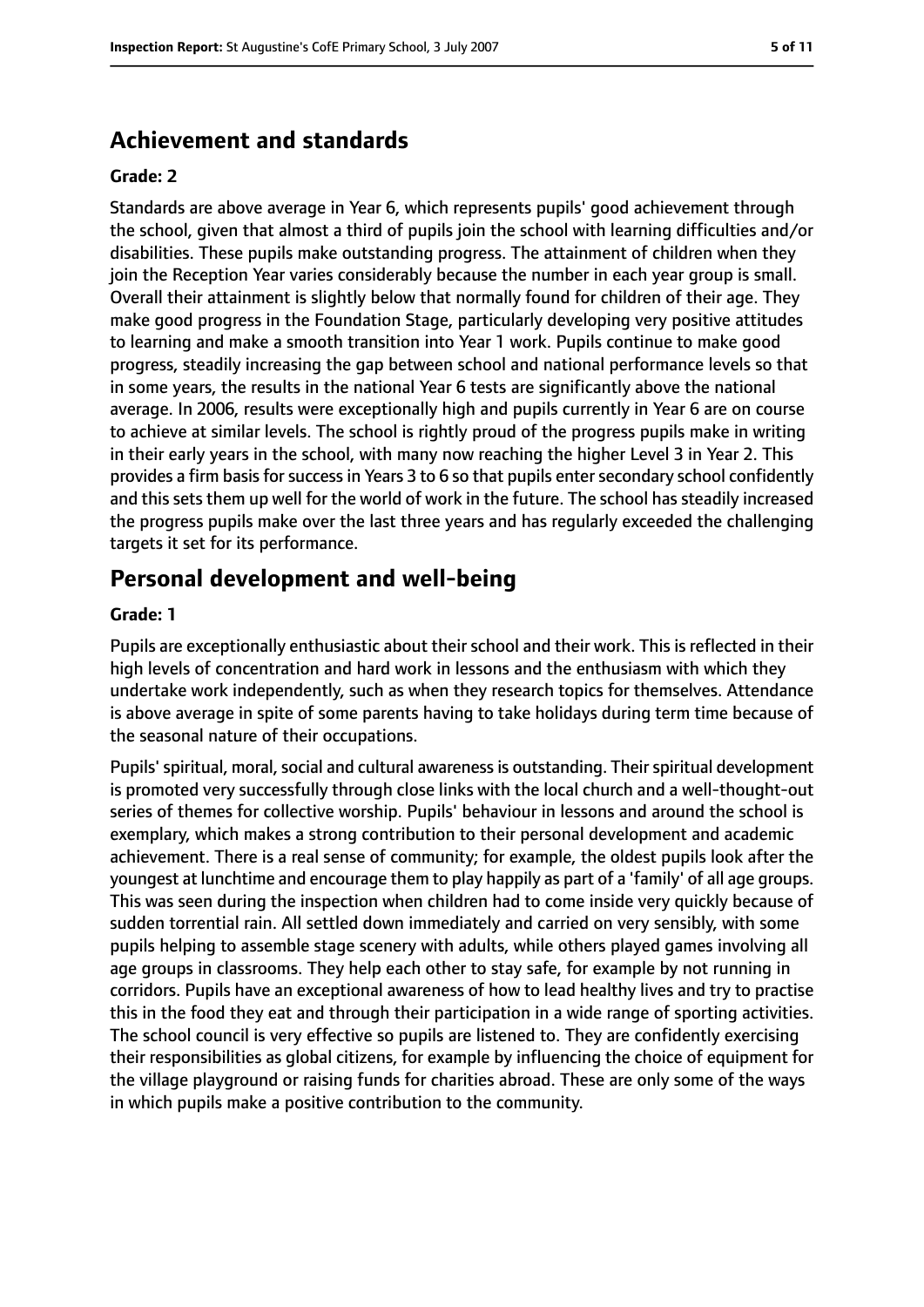## Achievement and standards

**Grade: 2**

Standards are above average in Year 6, which represents pupils' good achievement through the school, given that almost a third of pupils join the school with learning difficulties and/or disabilities. These pupils make outstanding progress. The attainment of children when they join the Reception Year varies considerably because the number in each year group is small. Overall their attainment is slightly below that normally found for children of their age. They make good progress in the Foundation Stage, particularly developing very positive attitudes to learning and make a smooth transition into Year 1 work. Pupils continue to make good progress, steadily increasing the gap between school and national performance levels so that in some years, the results in the national Year 6 tests are significantly above the national average. In 2006, results were exceptionally high and pupils currently in Year 6 are on course to achieve at similar levels. The school is rightly proud of the progress pupils make in writing in their early years in the school, with many now reaching the higher Level 3 in Year 2. This provides a firm basis for success in Years 3 to 6 so that pupils enter secondary school confidently and this sets them up well for the world of work in the future. The school has steadily increased the progress pupils make over the last three years and has regularly exceeded the challenging targets it set for its performance.

## Personal development and well-being

**Grade: 1**

Pupils are exceptionally enthusiastic about their school and their work. This is reflected in their high levels of concentration and hard work in lessons and the enthusiasm with which they undertake work independently, such as when they research topics for themselves. Attendance is above average in spite of some parents having to take holidays during term time because of the seasonal nature of their occupations.

Pupils' spiritual, moral, social and cultural awareness is outstanding. Their spiritual development is promoted very successfully through close links with the local church and a well-thought-out series of themes for collective worship. Pupils' behaviour in lessons and around the school is exemplary, which makes a strong contribution to their personal development and academic achievement. There is a real sense of community; for example, the oldest pupils look after the youngest at lunchtime and encourage them to play happily as part of a 'family' of all age groups. This was seen during the inspection when children had to come inside very quickly because of sudden torrential rain. All settled down immediately and carried on very sensibly, with some pupils helping to assemble stage scenery with adults, while others played games involving all age groups in classrooms. They help each other to stay safe, for example by not running in corridors. Pupils have an exceptional awareness of how to lead healthy lives and try to practise this in the food they eat and through their participation in a wide range of sporting activities. The school council is very effective so pupils are listened to. They are confidently exercising their responsibilities as global citizens, for example by influencing the choice of equipment for the village playground or raising funds for charities abroad. These are only some of the ways in which pupils make a positive contribution to the community.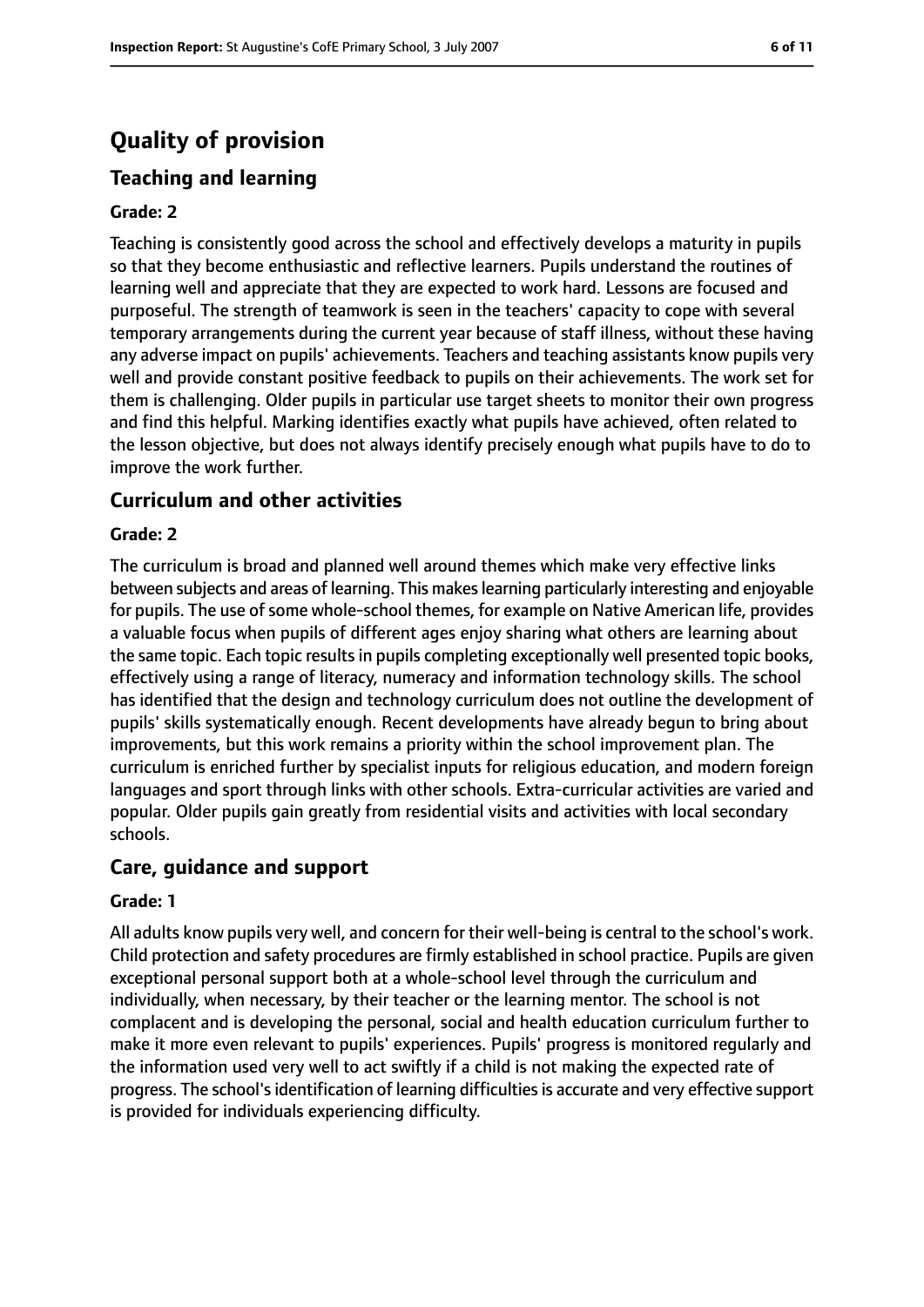# Quality of provision

## Teaching and learning

**Grade: 2**

Teaching is consistently good across the school and effectively develops a maturity in pupils so that they become enthusiastic and reflective learners. Pupils understand the routines of learning well and appreciate that they are expected to work hard. Lessons are focused and purposeful. The strength of teamwork is seen in the teachers' capacity to cope with several temporary arrangements during the current year because of staff illness, without these having any adverse impact on pupils' achievements. Teachers and teaching assistants know pupils very well and provide constant positive feedback to pupils on their achievements. The work set for them is challenging. Older pupils in particular use target sheets to monitor their own progress and find this helpful. Marking identifies exactly what pupils have achieved, often related to the lesson objective, but does not always identify precisely enough what pupils have to do to improve the work further.

## Curriculum and other activities

**Grade: 2**

The curriculum is broad and planned well around themes which make very effective links between subjects and areas of learning. This makes learning particularly interesting and enjoyable for pupils. The use of some whole-school themes, for example on Native American life, provides a valuable focus when pupils of different ages enjoy sharing what others are learning about the same topic. Each topic results in pupils completing exceptionally well presented topic books, effectively using a range of literacy, numeracy and information technology skills. The school has identified that the design and technology curriculum does not outline the development of pupils' skills systematically enough. Recent developments have already begun to bring about improvements, but this work remains a priority within the school improvement plan. The curriculum is enriched further by specialist inputs for religious education, and modern foreign languages and sport through links with other schools. Extra-curricular activities are varied and popular. Older pupils gain greatly from residential visits and activities with local secondary schools.

## Care, guidance and support

**Grade: 1**

All adults know pupils very well, and concern for their well-being is central to the school's work. Child protection and safety procedures are firmly established in school practice. Pupils are given exceptional personal support both at a whole-school level through the curriculum and individually, when necessary, by their teacher or the learning mentor. The school is not complacent and is developing the personal, social and health education curriculum further to make it more even relevant to pupils' experiences. Pupils' progress is monitored regularly and the information used very well to act swiftly if a child is not making the expected rate of progress. The school's identification of learning difficulties is accurate and very effective support is provided for individuals experiencing difficulty.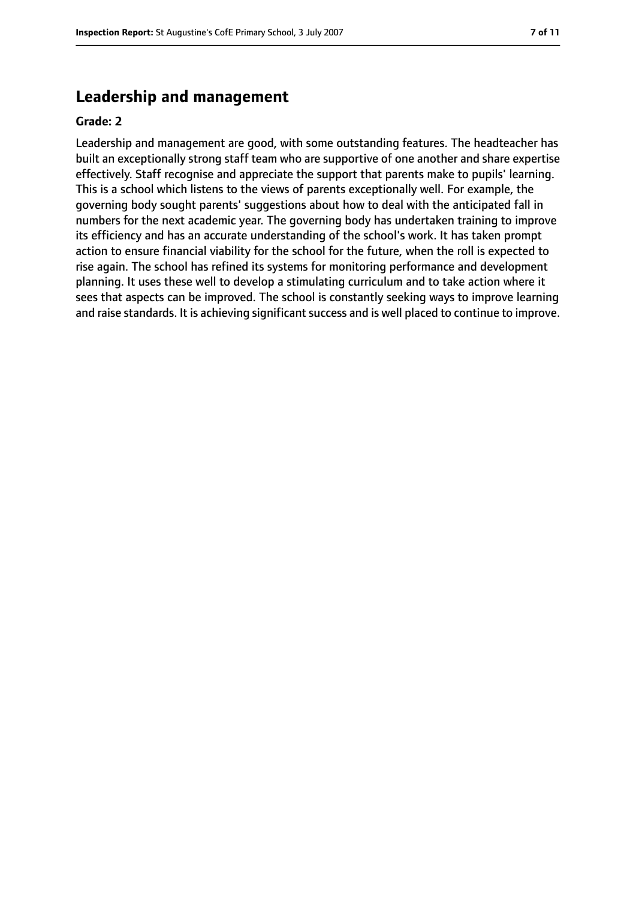## Leadership and management

**Grade: 2**

Leadership and management are good, with some outstanding features. The headteacher has built an exceptionally strong staff team who are supportive of one another and share expertise effectively. Staff recognise and appreciate the support that parents make to pupils' learning. This is a school which listens to the views of parents exceptionally well. For example, the governing body sought parents' suggestions about how to deal with the anticipated fall in numbers for the next academic year. The governing body has undertaken training to improve its efficiency and has an accurate understanding of the school's work. It has taken prompt action to ensure financial viability for the school for the future, when the roll is expected to rise again. The school has refined its systems for monitoring performance and development planning. It uses these well to develop a stimulating curriculum and to take action where it sees that aspects can be improved. The school is constantly seeking ways to improve learning and raise standards. It is achieving significant success and is well placed to continue to improve.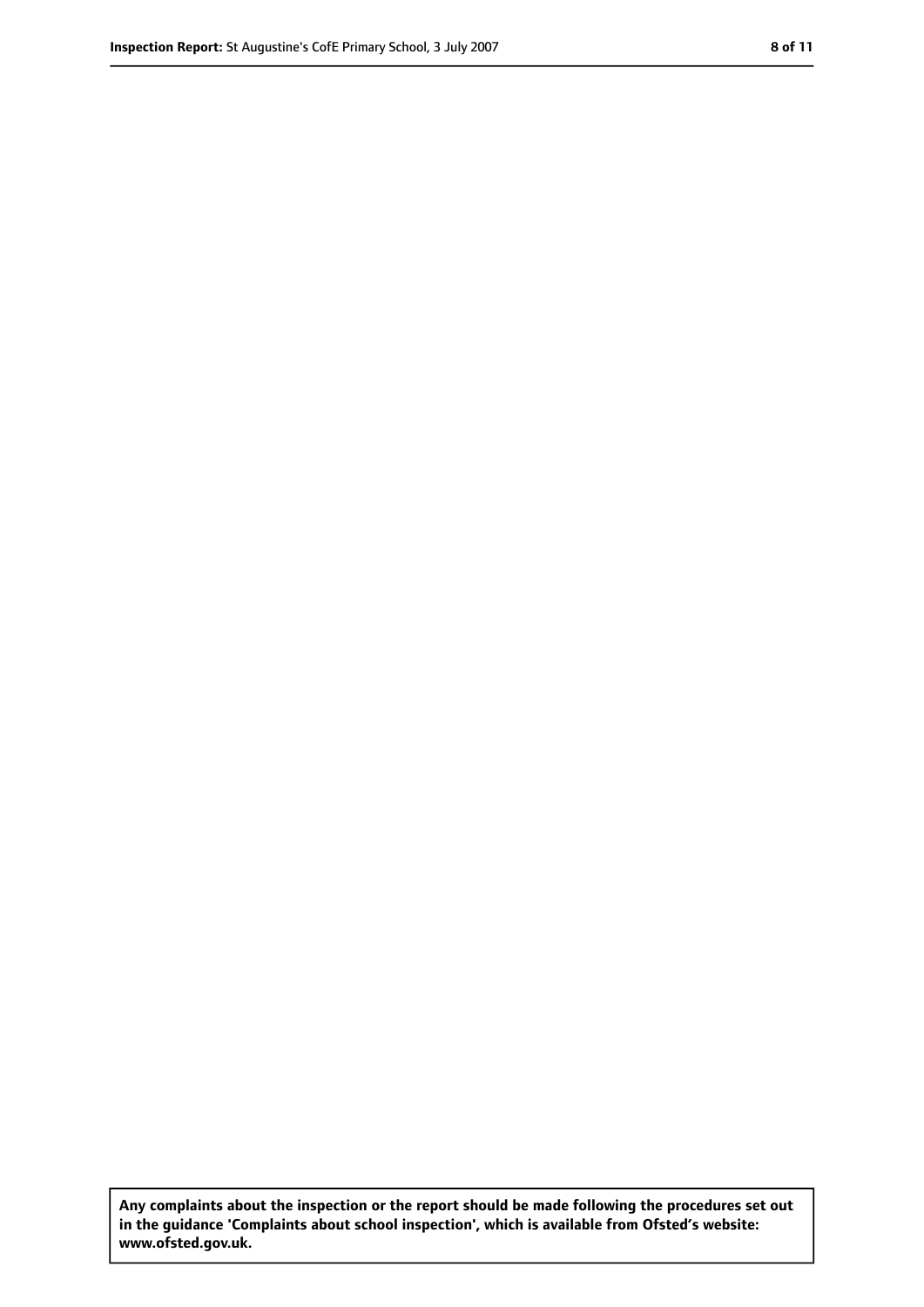**Any complaints about the inspection or the report should be made following the procedures set out in the guidance 'Complaints about school inspection', which is available from Ofsted's website: www.ofsted.gov.uk.**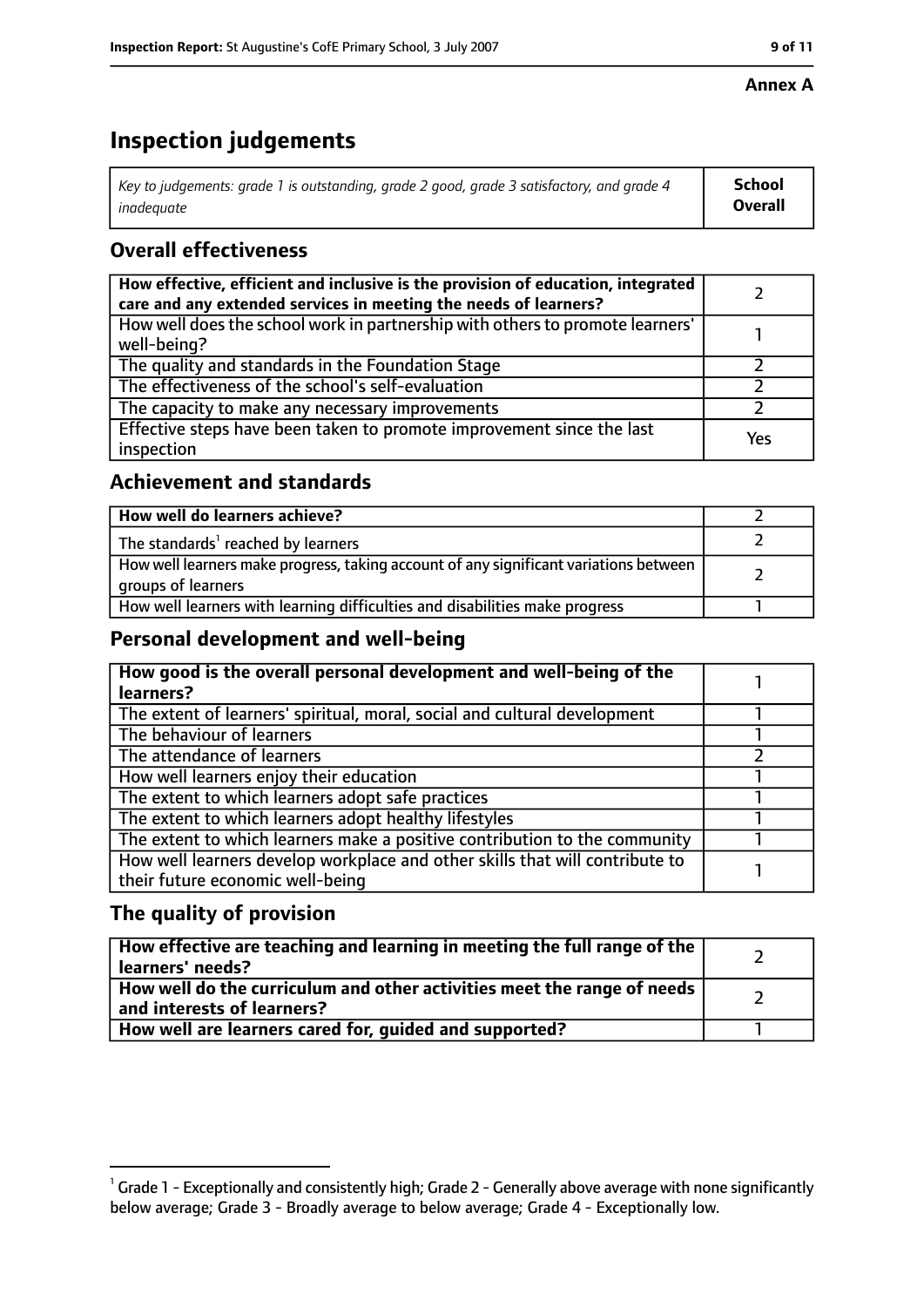**Annex A**

# Inspection judgements

| *Key to judgements: grade 1 is outstanding, grade 2 good, grade 3 satisfactory, and grade 4 inadequate* | **School Overall** |
|---|---|

## Overall effectiveness

| | |
|---|---|
| **How effective, efficient and inclusive is the provision of education, integrated care and any extended services in meeting the needs of learners?** | 2 |
| How well does the school work in partnership with others to promote learners' well-being? | 1 |
| The quality and standards in the Foundation Stage | 2 |
| The effectiveness of the school's self-evaluation | 2 |
| The capacity to make any necessary improvements | 2 |
| Effective steps have been taken to promote improvement since the last inspection | Yes |

## Achievement and standards

| | |
|---|---|
| **How well do learners achieve?** | 2 |
| The standards[1] reached by learners | 2 |
| How well learners make progress, taking account of any significant variations between groups of learners | 2 |
| How well learners with learning difficulties and disabilities make progress | 1 |

## Personal development and well-being

| | |
|---|---|
| **How good is the overall personal development and well-being of the learners?** | 1 |
| The extent of learners' spiritual, moral, social and cultural development | 1 |
| The behaviour of learners | 1 |
| The attendance of learners | 2 |
| How well learners enjoy their education | 1 |
| The extent to which learners adopt safe practices | 1 |
| The extent to which learners adopt healthy lifestyles | 1 |
| The extent to which learners make a positive contribution to the community | 1 |
| How well learners develop workplace and other skills that will contribute to their future economic well-being | 1 |

## The quality of provision

| | |
|---|---|
| **How effective are teaching and learning in meeting the full range of the learners' needs?** | 2 |
| **How well do the curriculum and other activities meet the range of needs and interests of learners?** | 2 |
| **How well are learners cared for, guided and supported?** | 1 |

[1] Grade 1 - Exceptionally and consistently high; Grade 2 - Generally above average with none significantly below average; Grade 3 - Broadly average to below average; Grade 4 - Exceptionally low.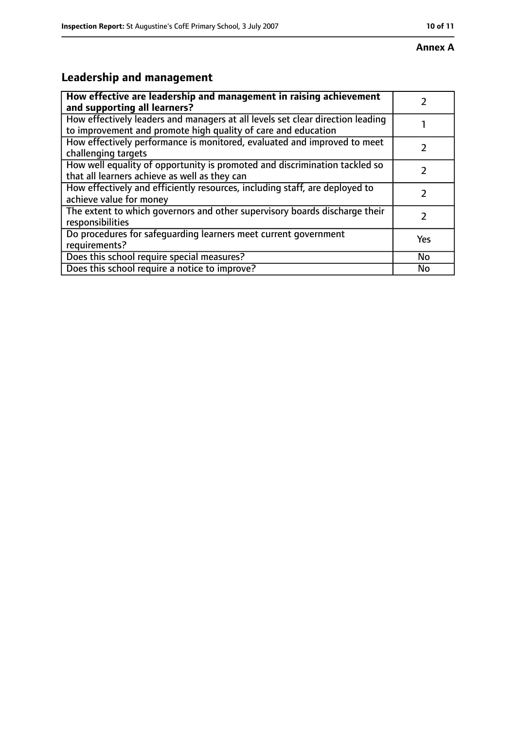**Annex A**

## Leadership and management

| How effective are leadership and management in raising achievement and supporting all learners? | 2 |
|---|---|
| How effectively leaders and managers at all levels set clear direction leading to improvement and promote high quality of care and education | 1 |
| How effectively performance is monitored, evaluated and improved to meet challenging targets | 2 |
| How well equality of opportunity is promoted and discrimination tackled so that all learners achieve as well as they can | 2 |
| How effectively and efficiently resources, including staff, are deployed to achieve value for money | 2 |
| The extent to which governors and other supervisory boards discharge their responsibilities | 2 |
| Do procedures for safeguarding learners meet current government requirements? | Yes |
| Does this school require special measures? | No |
| Does this school require a notice to improve? | No |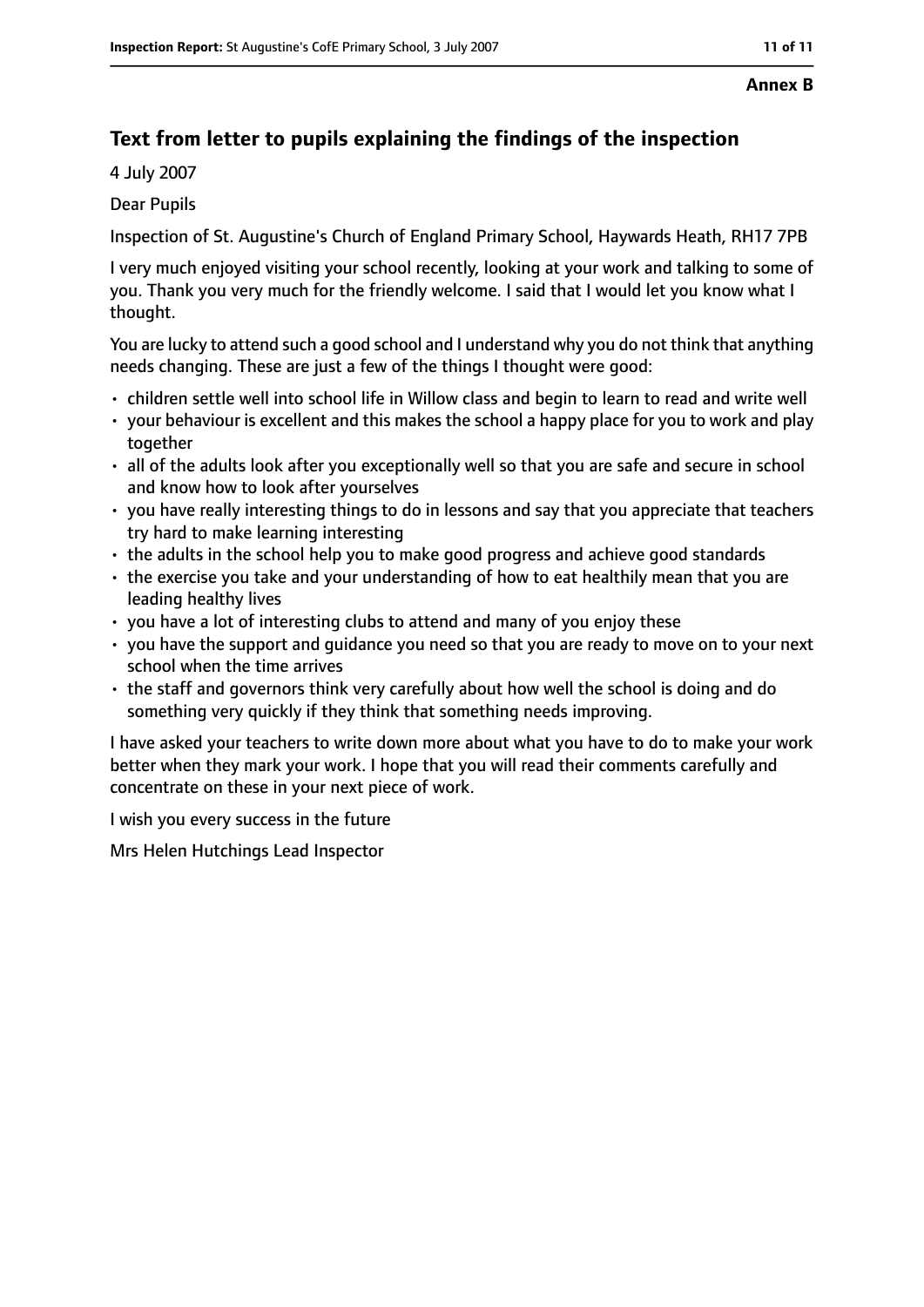**Annex B**

## Text from letter to pupils explaining the findings of the inspection

4 July 2007

Dear Pupils

Inspection of St. Augustine's Church of England Primary School, Haywards Heath, RH17 7PB

I very much enjoyed visiting your school recently, looking at your work and talking to some of you. Thank you very much for the friendly welcome. I said that I would let you know what I thought.

You are lucky to attend such a good school and I understand why you do not think that anything needs changing. These are just a few of the things I thought were good:

- children settle well into school life in Willow class and begin to learn to read and write well
- your behaviour is excellent and this makes the school a happy place for you to work and play together
- all of the adults look after you exceptionally well so that you are safe and secure in school and know how to look after yourselves
- you have really interesting things to do in lessons and say that you appreciate that teachers try hard to make learning interesting
- the adults in the school help you to make good progress and achieve good standards
- the exercise you take and your understanding of how to eat healthily mean that you are leading healthy lives
- you have a lot of interesting clubs to attend and many of you enjoy these
- you have the support and guidance you need so that you are ready to move on to your next school when the time arrives
- the staff and governors think very carefully about how well the school is doing and do something very quickly if they think that something needs improving.

I have asked your teachers to write down more about what you have to do to make your work better when they mark your work. I hope that you will read their comments carefully and concentrate on these in your next piece of work.

I wish you every success in the future

Mrs Helen Hutchings Lead Inspector